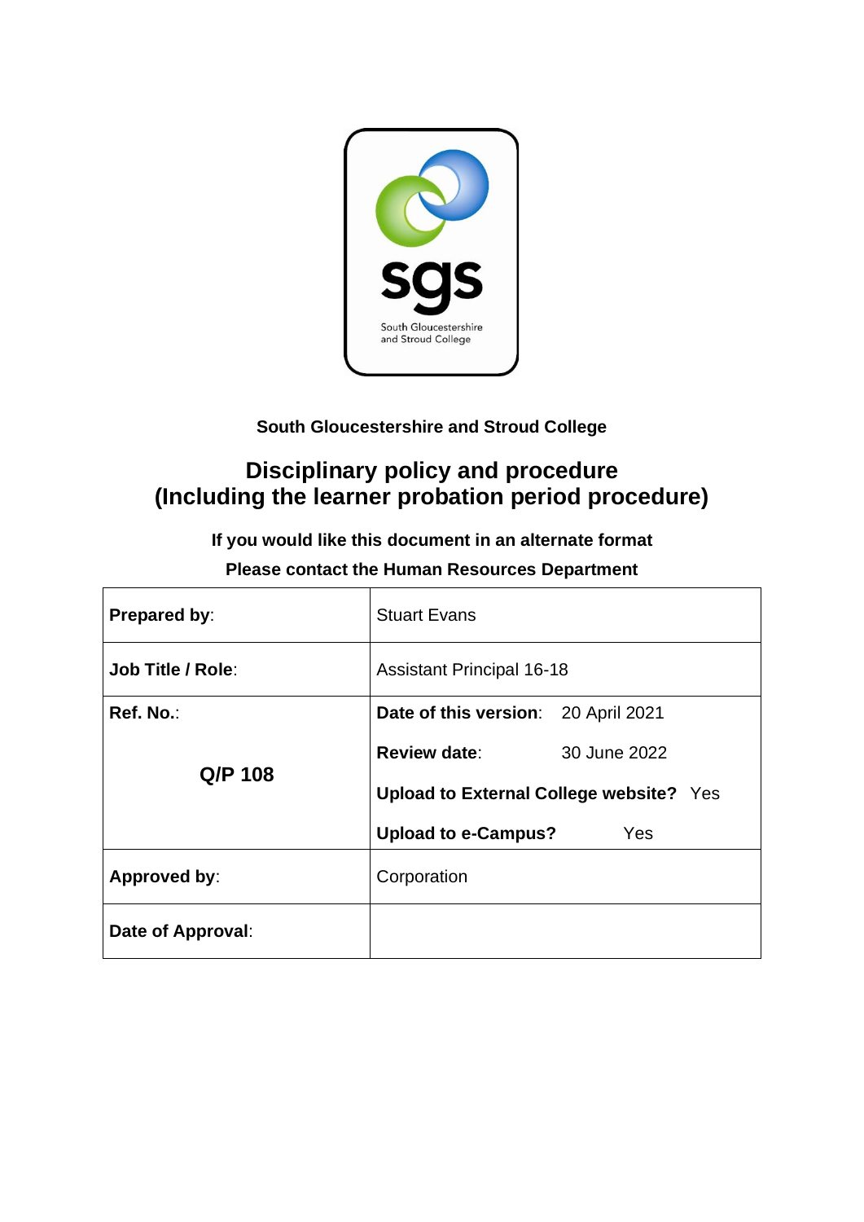South Gloucestershire and Stroud College

# Disciplinary policy and procedure (Including the learner probation period procedure)

**If you would like this document in an alternate format**

**Please contact the Human Resources Department**

| **Prepared by**: | Stuart Evans |
|---|---|
| **Job Title / Role**: | Assistant Principal 16-18 |
| **Ref. No.**: **Q/P 108** | **Date of this version**: 20 April 2021<br>**Review date**: 30 June 2022<br>**Upload to External College website?** Yes<br>**Upload to e-Campus?** Yes |
| **Approved by**: | Corporation |
| **Date of Approval**: | |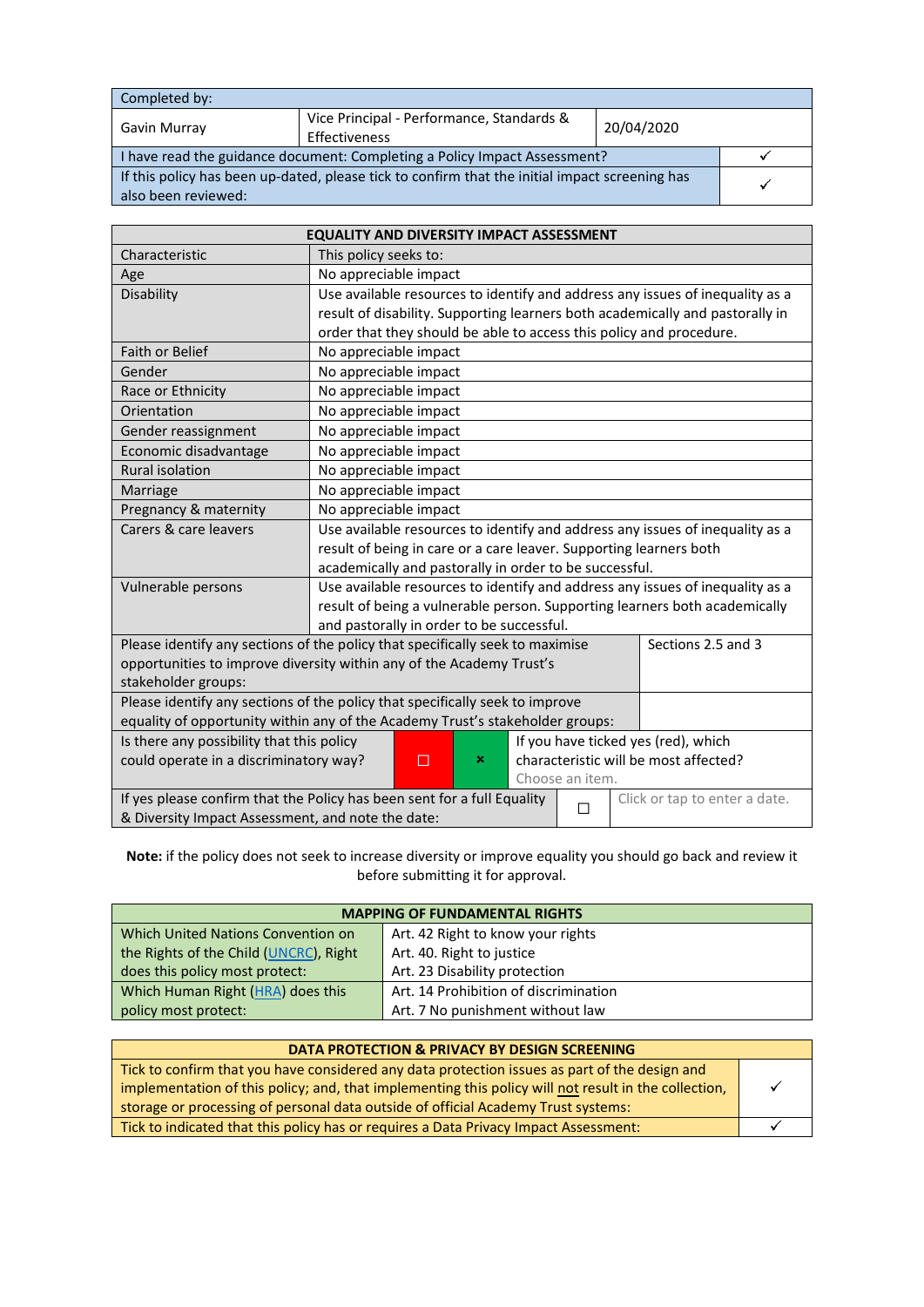| Completed by: | | | |
|---|---|---|---|
| Gavin Murray | Vice Principal - Performance, Standards & Effectiveness | 20/04/2020 | |
| I have read the guidance document: Completing a Policy Impact Assessment? | | | ✓ |
| If this policy has been up-dated, please tick to confirm that the initial impact screening has also been reviewed: | | | ✓ |

| EQUALITY AND DIVERSITY IMPACT ASSESSMENT | | | | |
|---|---|---|---|---|
| Characteristic | This policy seeks to: | | | |
| Age | No appreciable impact | | | |
| Disability | Use available resources to identify and address any issues of inequality as a result of disability. Supporting learners both academically and pastorally in order that they should be able to access this policy and procedure. | | | |
| Faith or Belief | No appreciable impact | | | |
| Gender | No appreciable impact | | | |
| Race or Ethnicity | No appreciable impact | | | |
| Orientation | No appreciable impact | | | |
| Gender reassignment | No appreciable impact | | | |
| Economic disadvantage | No appreciable impact | | | |
| Rural isolation | No appreciable impact | | | |
| Marriage | No appreciable impact | | | |
| Pregnancy & maternity | No appreciable impact | | | |
| Carers & care leavers | Use available resources to identify and address any issues of inequality as a result of being in care or a care leaver. Supporting learners both academically and pastorally in order to be successful. | | | |
| Vulnerable persons | Use available resources to identify and address any issues of inequality as a result of being a vulnerable person. Supporting learners both academically and pastorally in order to be successful. | | | |
| Please identify any sections of the policy that specifically seek to maximise opportunities to improve diversity within any of the Academy Trust's stakeholder groups: | | | | Sections 2.5 and 3 |
| Please identify any sections of the policy that specifically seek to improve equality of opportunity within any of the Academy Trust's stakeholder groups: | | | | |
| Is there any possibility that this policy could operate in a discriminatory way? | ☐ | ☒ | If you have ticked yes (red), which characteristic will be most affected? Choose an item. | |
| If yes please confirm that the Policy has been sent for a full Equality & Diversity Impact Assessment, and note the date: | ☐ | | Click or tap to enter a date. | |

**Note:** if the policy does not seek to increase diversity or improve equality you should go back and review it before submitting it for approval.

| MAPPING OF FUNDAMENTAL RIGHTS | |
|---|---|
| Which United Nations Convention on the Rights of the Child (UNCRC), Right does this policy most protect: | Art. 42 Right to know your rights<br>Art. 40. Right to justice<br>Art. 23 Disability protection |
| Which Human Right (HRA) does this policy most protect: | Art. 14 Prohibition of discrimination<br>Art. 7 No punishment without law |

| DATA PROTECTION & PRIVACY BY DESIGN SCREENING | |
|---|---|
| Tick to confirm that you have considered any data protection issues as part of the design and implementation of this policy; and, that implementing this policy will not result in the collection, storage or processing of personal data outside of official Academy Trust systems: | ✓ |
| Tick to indicated that this policy has or requires a Data Privacy Impact Assessment: | ✓ |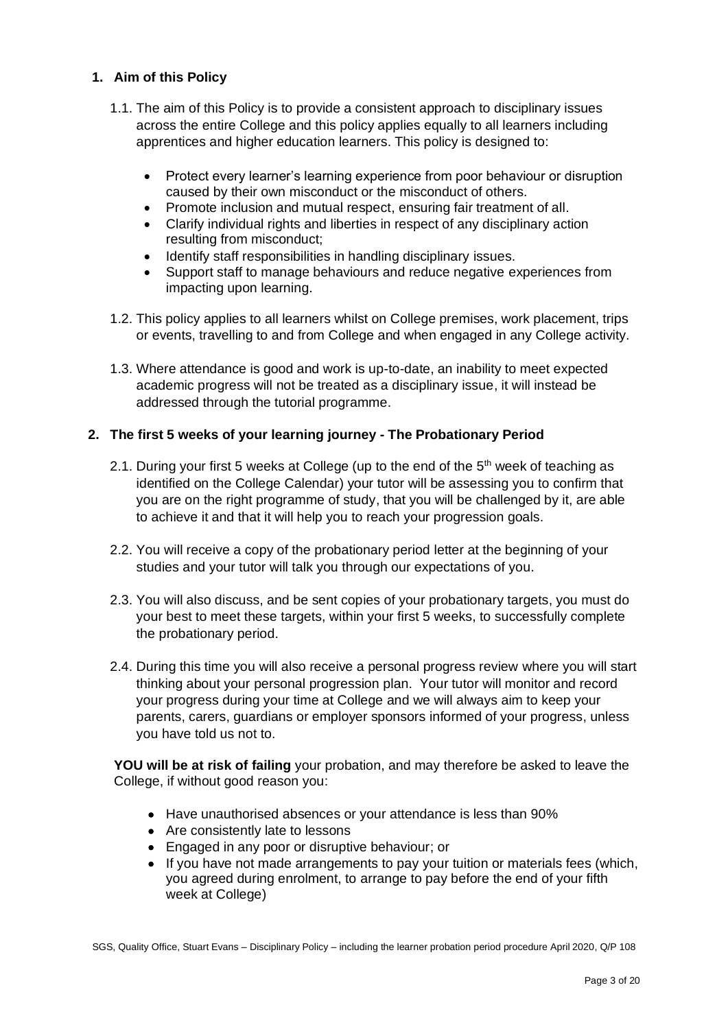## 1. Aim of this Policy

1.1. The aim of this Policy is to provide a consistent approach to disciplinary issues across the entire College and this policy applies equally to all learners including apprentices and higher education learners. This policy is designed to:

- Protect every learner's learning experience from poor behaviour or disruption caused by their own misconduct or the misconduct of others.
- Promote inclusion and mutual respect, ensuring fair treatment of all.
- Clarify individual rights and liberties in respect of any disciplinary action resulting from misconduct;
- Identify staff responsibilities in handling disciplinary issues.
- Support staff to manage behaviours and reduce negative experiences from impacting upon learning.

1.2. This policy applies to all learners whilst on College premises, work placement, trips or events, travelling to and from College and when engaged in any College activity.

1.3. Where attendance is good and work is up-to-date, an inability to meet expected academic progress will not be treated as a disciplinary issue, it will instead be addressed through the tutorial programme.

## 2. The first 5 weeks of your learning journey - The Probationary Period

2.1. During your first 5 weeks at College (up to the end of the 5th week of teaching as identified on the College Calendar) your tutor will be assessing you to confirm that you are on the right programme of study, that you will be challenged by it, are able to achieve it and that it will help you to reach your progression goals.

2.2. You will receive a copy of the probationary period letter at the beginning of your studies and your tutor will talk you through our expectations of you.

2.3. You will also discuss, and be sent copies of your probationary targets, you must do your best to meet these targets, within your first 5 weeks, to successfully complete the probationary period.

2.4. During this time you will also receive a personal progress review where you will start thinking about your personal progression plan. Your tutor will monitor and record your progress during your time at College and we will always aim to keep your parents, carers, guardians or employer sponsors informed of your progress, unless you have told us not to.

**YOU will be at risk of failing** your probation, and may therefore be asked to leave the College, if without good reason you:

- Have unauthorised absences or your attendance is less than 90%
- Are consistently late to lessons
- Engaged in any poor or disruptive behaviour; or
- If you have not made arrangements to pay your tuition or materials fees (which, you agreed during enrolment, to arrange to pay before the end of your fifth week at College)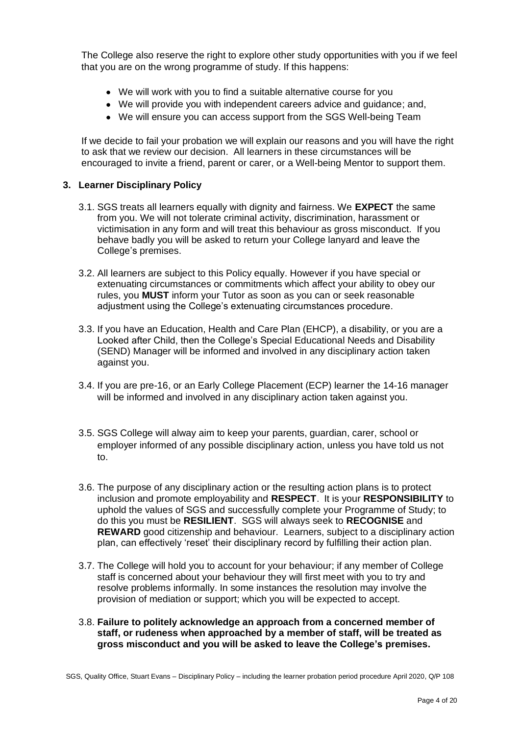The College also reserve the right to explore other study opportunities with you if we feel that you are on the wrong programme of study. If this happens:

- We will work with you to find a suitable alternative course for you
- We will provide you with independent careers advice and guidance; and,
- We will ensure you can access support from the SGS Well-being Team

If we decide to fail your probation we will explain our reasons and you will have the right to ask that we review our decision. All learners in these circumstances will be encouraged to invite a friend, parent or carer, or a Well-being Mentor to support them.

## 3. Learner Disciplinary Policy

3.1. SGS treats all learners equally with dignity and fairness. We **EXPECT** the same from you. We will not tolerate criminal activity, discrimination, harassment or victimisation in any form and will treat this behaviour as gross misconduct. If you behave badly you will be asked to return your College lanyard and leave the College's premises.

3.2. All learners are subject to this Policy equally. However if you have special or extenuating circumstances or commitments which affect your ability to obey our rules, you **MUST** inform your Tutor as soon as you can or seek reasonable adjustment using the College's extenuating circumstances procedure.

3.3. If you have an Education, Health and Care Plan (EHCP), a disability, or you are a Looked after Child, then the College's Special Educational Needs and Disability (SEND) Manager will be informed and involved in any disciplinary action taken against you.

3.4. If you are pre-16, or an Early College Placement (ECP) learner the 14-16 manager will be informed and involved in any disciplinary action taken against you.

3.5. SGS College will alway aim to keep your parents, guardian, carer, school or employer informed of any possible disciplinary action, unless you have told us not to.

3.6. The purpose of any disciplinary action or the resulting action plans is to protect inclusion and promote employability and **RESPECT**. It is your **RESPONSIBILITY** to uphold the values of SGS and successfully complete your Programme of Study; to do this you must be **RESILIENT**. SGS will always seek to **RECOGNISE** and **REWARD** good citizenship and behaviour. Learners, subject to a disciplinary action plan, can effectively 'reset' their disciplinary record by fulfilling their action plan.

3.7. The College will hold you to account for your behaviour; if any member of College staff is concerned about your behaviour they will first meet with you to try and resolve problems informally. In some instances the resolution may involve the provision of mediation or support; which you will be expected to accept.

3.8. **Failure to politely acknowledge an approach from a concerned member of staff, or rudeness when approached by a member of staff, will be treated as gross misconduct and you will be asked to leave the College's premises.**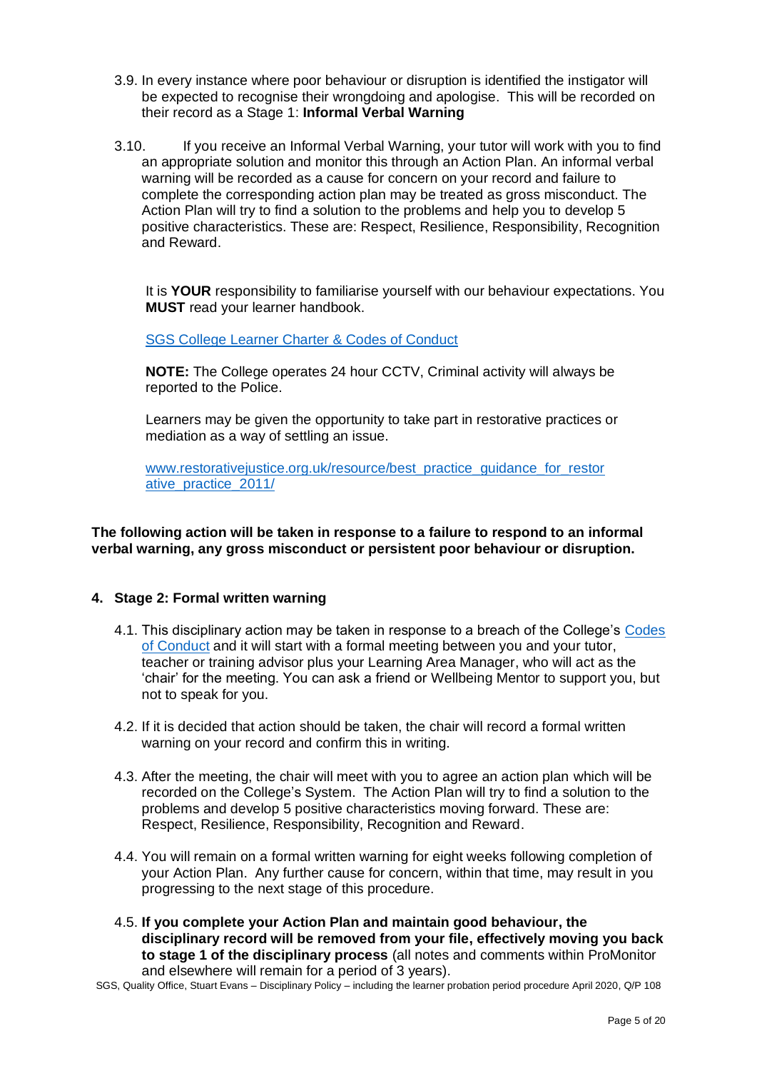3.9. In every instance where poor behaviour or disruption is identified the instigator will be expected to recognise their wrongdoing and apologise. This will be recorded on their record as a Stage 1: **Informal Verbal Warning**

3.10. If you receive an Informal Verbal Warning, your tutor will work with you to find an appropriate solution and monitor this through an Action Plan. An informal verbal warning will be recorded as a cause for concern on your record and failure to complete the corresponding action plan may be treated as gross misconduct. The Action Plan will try to find a solution to the problems and help you to develop 5 positive characteristics. These are: Respect, Resilience, Responsibility, Recognition and Reward.

It is **YOUR** responsibility to familiarise yourself with our behaviour expectations. You **MUST** read your learner handbook.

SGS College Learner Charter & Codes of Conduct

**NOTE:** The College operates 24 hour CCTV, Criminal activity will always be reported to the Police.

Learners may be given the opportunity to take part in restorative practices or mediation as a way of settling an issue.

www.restorativejustice.org.uk/resource/best_practice_guidance_for_restorative_practice_2011/

**The following action will be taken in response to a failure to respond to an informal verbal warning, any gross misconduct or persistent poor behaviour or disruption.**

## 4. Stage 2: Formal written warning

4.1. This disciplinary action may be taken in response to a breach of the College's Codes of Conduct and it will start with a formal meeting between you and your tutor, teacher or training advisor plus your Learning Area Manager, who will act as the 'chair' for the meeting. You can ask a friend or Wellbeing Mentor to support you, but not to speak for you.

4.2. If it is decided that action should be taken, the chair will record a formal written warning on your record and confirm this in writing.

4.3. After the meeting, the chair will meet with you to agree an action plan which will be recorded on the College's System. The Action Plan will try to find a solution to the problems and develop 5 positive characteristics moving forward. These are: Respect, Resilience, Responsibility, Recognition and Reward.

4.4. You will remain on a formal written warning for eight weeks following completion of your Action Plan. Any further cause for concern, within that time, may result in you progressing to the next stage of this procedure.

4.5. **If you complete your Action Plan and maintain good behaviour, the disciplinary record will be removed from your file, effectively moving you back to stage 1 of the disciplinary process** (all notes and comments within ProMonitor and elsewhere will remain for a period of 3 years).

SGS, Quality Office, Stuart Evans – Disciplinary Policy – including the learner probation period procedure April 2020, Q/P 108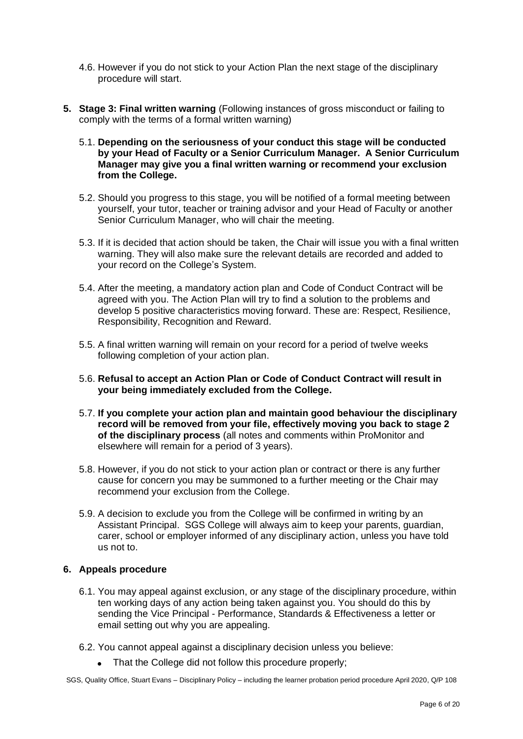4.6. However if you do not stick to your Action Plan the next stage of the disciplinary procedure will start.

## 5. Stage 3: Final written warning (Following instances of gross misconduct or failing to comply with the terms of a formal written warning)

5.1. **Depending on the seriousness of your conduct this stage will be conducted by your Head of Faculty or a Senior Curriculum Manager. A Senior Curriculum Manager may give you a final written warning or recommend your exclusion from the College.**

5.2. Should you progress to this stage, you will be notified of a formal meeting between yourself, your tutor, teacher or training advisor and your Head of Faculty or another Senior Curriculum Manager, who will chair the meeting.

5.3. If it is decided that action should be taken, the Chair will issue you with a final written warning. They will also make sure the relevant details are recorded and added to your record on the College's System.

5.4. After the meeting, a mandatory action plan and Code of Conduct Contract will be agreed with you. The Action Plan will try to find a solution to the problems and develop 5 positive characteristics moving forward. These are: Respect, Resilience, Responsibility, Recognition and Reward.

5.5. A final written warning will remain on your record for a period of twelve weeks following completion of your action plan.

5.6. **Refusal to accept an Action Plan or Code of Conduct Contract will result in your being immediately excluded from the College.**

5.7. **If you complete your action plan and maintain good behaviour the disciplinary record will be removed from your file, effectively moving you back to stage 2 of the disciplinary process** (all notes and comments within ProMonitor and elsewhere will remain for a period of 3 years).

5.8. However, if you do not stick to your action plan or contract or there is any further cause for concern you may be summoned to a further meeting or the Chair may recommend your exclusion from the College.

5.9. A decision to exclude you from the College will be confirmed in writing by an Assistant Principal. SGS College will always aim to keep your parents, guardian, carer, school or employer informed of any disciplinary action, unless you have told us not to.

## 6. Appeals procedure

6.1. You may appeal against exclusion, or any stage of the disciplinary procedure, within ten working days of any action being taken against you. You should do this by sending the Vice Principal - Performance, Standards & Effectiveness a letter or email setting out why you are appealing.

6.2. You cannot appeal against a disciplinary decision unless you believe:

- That the College did not follow this procedure properly;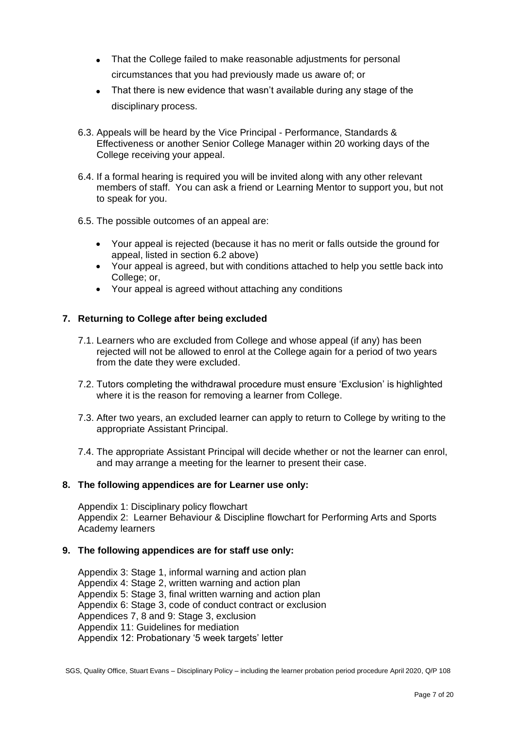- That the College failed to make reasonable adjustments for personal circumstances that you had previously made us aware of; or
- That there is new evidence that wasn't available during any stage of the disciplinary process.

6.3. Appeals will be heard by the Vice Principal - Performance, Standards & Effectiveness or another Senior College Manager within 20 working days of the College receiving your appeal.

6.4. If a formal hearing is required you will be invited along with any other relevant members of staff. You can ask a friend or Learning Mentor to support you, but not to speak for you.

6.5. The possible outcomes of an appeal are:

- Your appeal is rejected (because it has no merit or falls outside the ground for appeal, listed in section 6.2 above)
- Your appeal is agreed, but with conditions attached to help you settle back into College; or,
- Your appeal is agreed without attaching any conditions

## 7. Returning to College after being excluded

7.1. Learners who are excluded from College and whose appeal (if any) has been rejected will not be allowed to enrol at the College again for a period of two years from the date they were excluded.

7.2. Tutors completing the withdrawal procedure must ensure 'Exclusion' is highlighted where it is the reason for removing a learner from College.

7.3. After two years, an excluded learner can apply to return to College by writing to the appropriate Assistant Principal.

7.4. The appropriate Assistant Principal will decide whether or not the learner can enrol, and may arrange a meeting for the learner to present their case.

## 8. The following appendices are for Learner use only:

Appendix 1: Disciplinary policy flowchart
Appendix 2: Learner Behaviour & Discipline flowchart for Performing Arts and Sports Academy learners

## 9. The following appendices are for staff use only:

Appendix 3: Stage 1, informal warning and action plan
Appendix 4: Stage 2, written warning and action plan
Appendix 5: Stage 3, final written warning and action plan
Appendix 6: Stage 3, code of conduct contract or exclusion
Appendices 7, 8 and 9: Stage 3, exclusion
Appendix 11: Guidelines for mediation
Appendix 12: Probationary '5 week targets' letter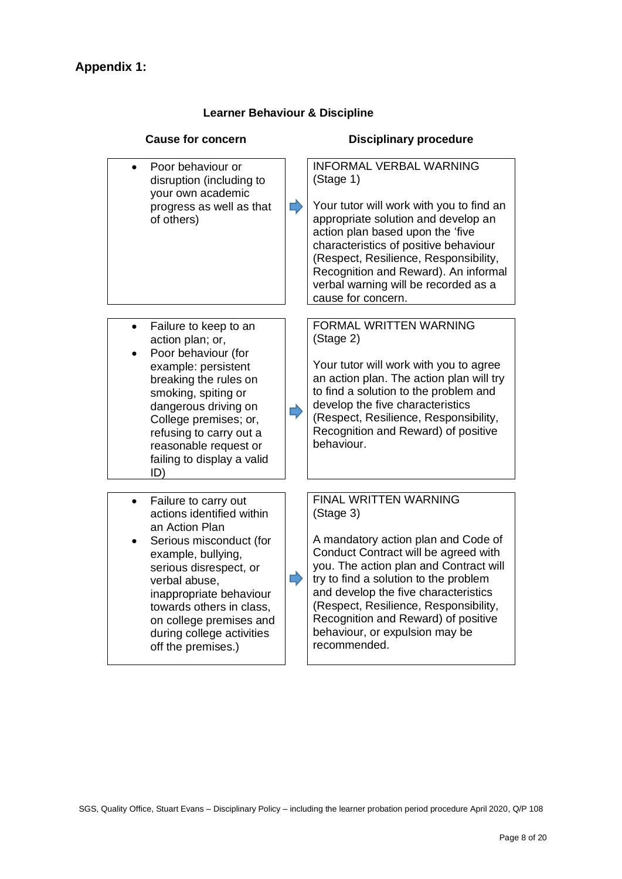## Appendix 1:

### Learner Behaviour & Discipline

| Cause for concern | Disciplinary procedure |
| --- | --- |
| • Poor behaviour or disruption (including to your own academic progress as well as that of others) | INFORMAL VERBAL WARNING (Stage 1)<br><br>Your tutor will work with you to find an appropriate solution and develop an action plan based upon the 'five characteristics of positive behaviour (Respect, Resilience, Responsibility, Recognition and Reward). An informal verbal warning will be recorded as a cause for concern. |
| • Failure to keep to an action plan; or,<br>• Poor behaviour (for example: persistent breaking the rules on smoking, spiting or dangerous driving on College premises; or, refusing to carry out a reasonable request or failing to display a valid ID) | FORMAL WRITTEN WARNING (Stage 2)<br><br>Your tutor will work with you to agree an action plan. The action plan will try to find a solution to the problem and develop the five characteristics (Respect, Resilience, Responsibility, Recognition and Reward) of positive behaviour. |
| • Failure to carry out actions identified within an Action Plan<br>• Serious misconduct (for example, bullying, serious disrespect, or verbal abuse, inappropriate behaviour towards others in class, on college premises and during college activities off the premises.) | FINAL WRITTEN WARNING (Stage 3)<br><br>A mandatory action plan and Code of Conduct Contract will be agreed with you. The action plan and Contract will try to find a solution to the problem and develop the five characteristics (Respect, Resilience, Responsibility, Recognition and Reward) of positive behaviour, or expulsion may be recommended. |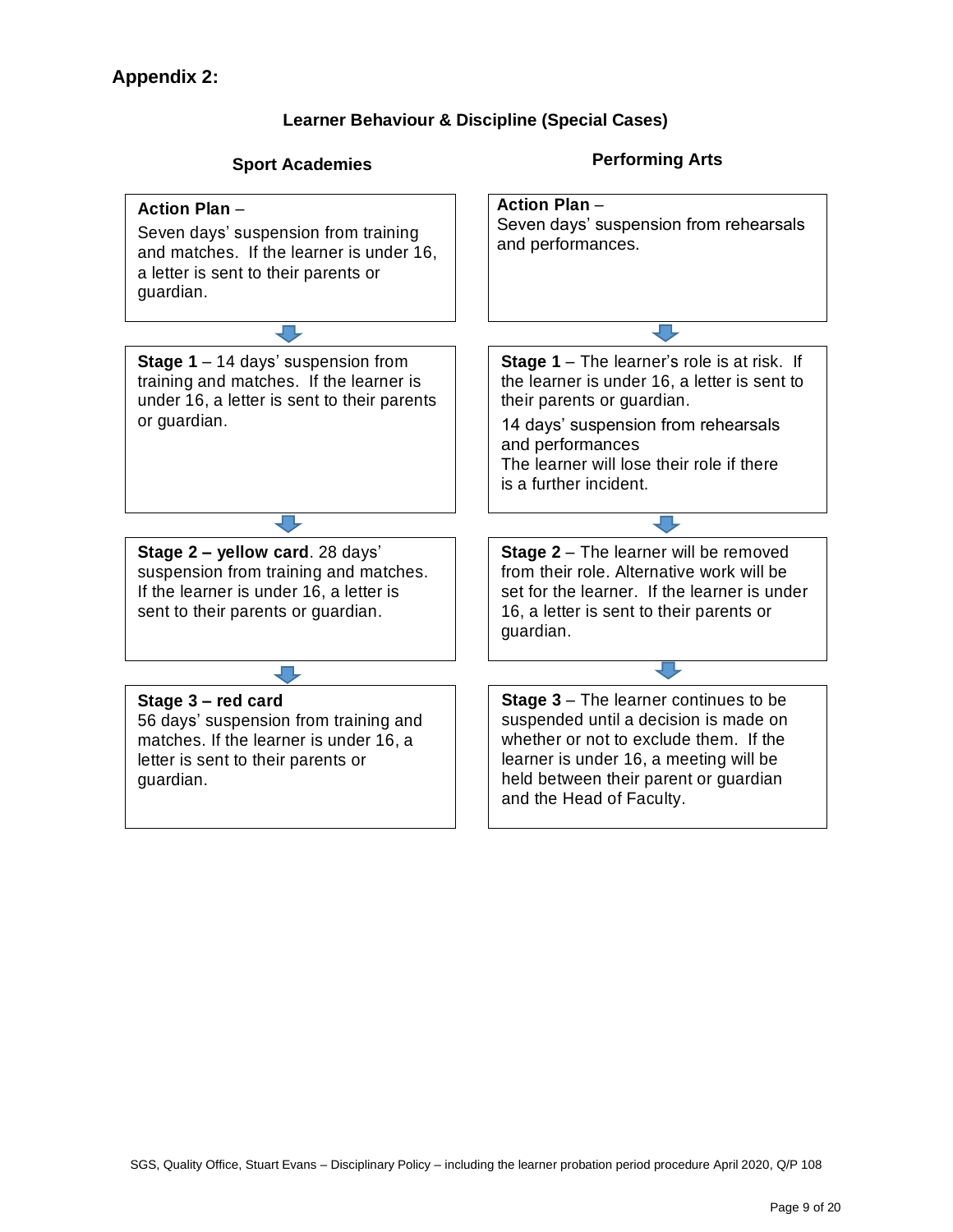## Appendix 2:

### Learner Behaviour & Discipline (Special Cases)

#### Sport Academies

**Action Plan** –
Seven days' suspension from training and matches. If the learner is under 16, a letter is sent to their parents or guardian.

↓

**Stage 1** – 14 days' suspension from training and matches. If the learner is under 16, a letter is sent to their parents or guardian.

↓

**Stage 2 – yellow card**. 28 days' suspension from training and matches. If the learner is under 16, a letter is sent to their parents or guardian.

↓

**Stage 3 – red card**
56 days' suspension from training and matches. If the learner is under 16, a letter is sent to their parents or guardian.

#### Performing Arts

**Action Plan** –
Seven days' suspension from rehearsals and performances.

↓

**Stage 1** – The learner's role is at risk. If the learner is under 16, a letter is sent to their parents or guardian.

14 days' suspension from rehearsals and performances
The learner will lose their role if there is a further incident.

↓

**Stage 2** – The learner will be removed from their role. Alternative work will be set for the learner. If the learner is under 16, a letter is sent to their parents or guardian.

↓

**Stage 3** – The learner continues to be suspended until a decision is made on whether or not to exclude them. If the learner is under 16, a meeting will be held between their parent or guardian and the Head of Faculty.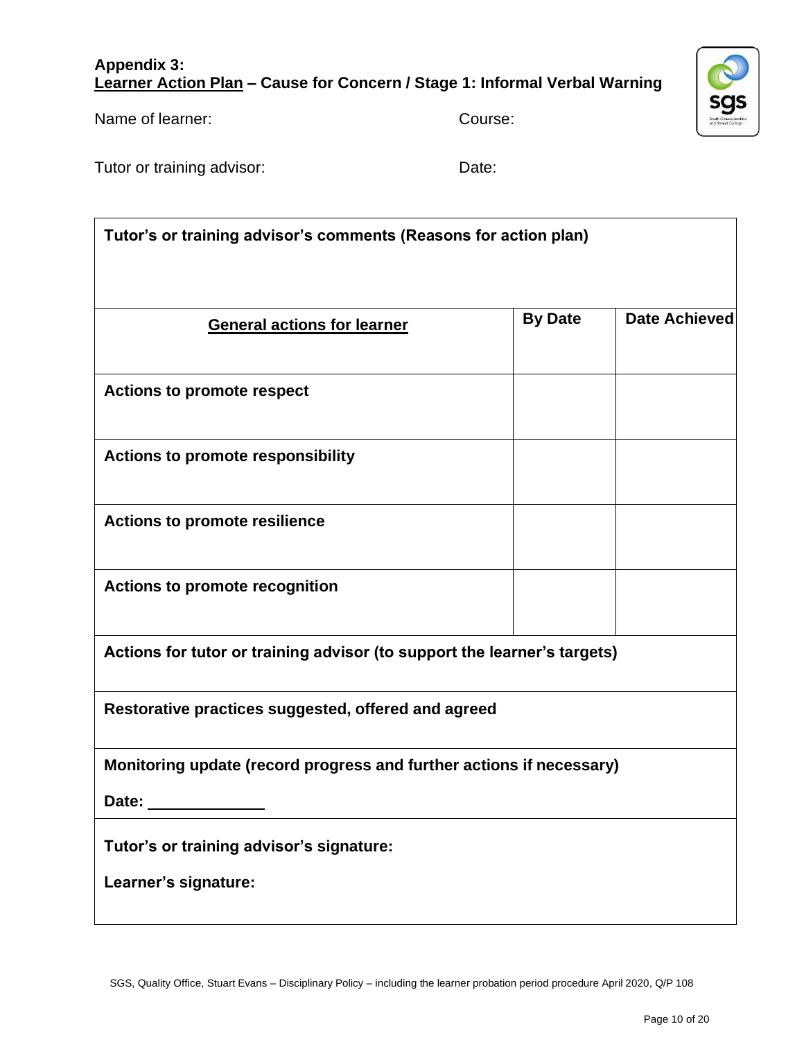**Appendix 3:**
**Learner Action Plan – Cause for Concern / Stage 1: Informal Verbal Warning**

Name of learner: Course:

Tutor or training advisor: Date:

| **Tutor's or training advisor's comments (Reasons for action plan)** | | |
|---|---|---|
| **General actions for learner** | **By Date** | **Date Achieved** |
| **Actions to promote respect** | | |
| **Actions to promote responsibility** | | |
| **Actions to promote resilience** | | |
| **Actions to promote recognition** | | |
| **Actions for tutor or training advisor (to support the learner's targets)** | | |
| **Restorative practices suggested, offered and agreed** | | |
| **Monitoring update (record progress and further actions if necessary)**<br><br>**Date:** ______________ | | |
| **Tutor's or training advisor's signature:**<br><br>**Learner's signature:** | | |

SGS, Quality Office, Stuart Evans – Disciplinary Policy – including the learner probation period procedure April 2020, Q/P 108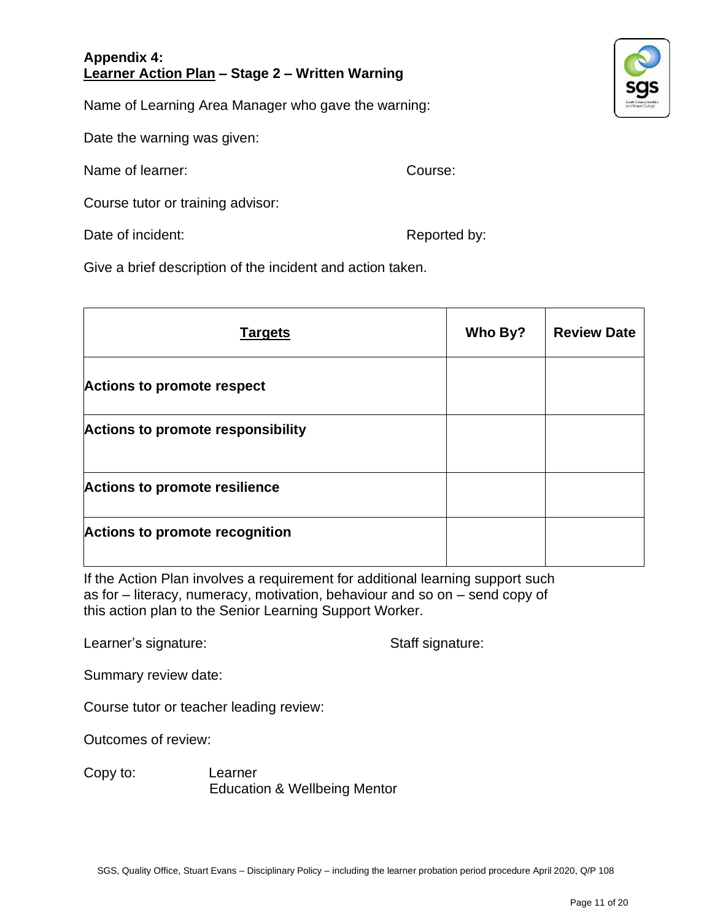**Appendix 4:**
**<u>Learner Action Plan</u> – Stage 2 – Written Warning**

Name of Learning Area Manager who gave the warning:

Date the warning was given:

Name of learner: Course:

Course tutor or training advisor:

Date of incident: Reported by:

Give a brief description of the incident and action taken.

| **<u>Targets</u>** | **Who By?** | **Review Date** |
|---|---|---|
| **Actions to promote respect** | | |
| **Actions to promote responsibility** | | |
| **Actions to promote resilience** | | |
| **Actions to promote recognition** | | |

If the Action Plan involves a requirement for additional learning support such as for – literacy, numeracy, motivation, behaviour and so on – send copy of this action plan to the Senior Learning Support Worker.

Learner's signature: Staff signature:

Summary review date:

Course tutor or teacher leading review:

Outcomes of review:

Copy to: Learner
Education & Wellbeing Mentor

SGS, Quality Office, Stuart Evans – Disciplinary Policy – including the learner probation period procedure April 2020, Q/P 108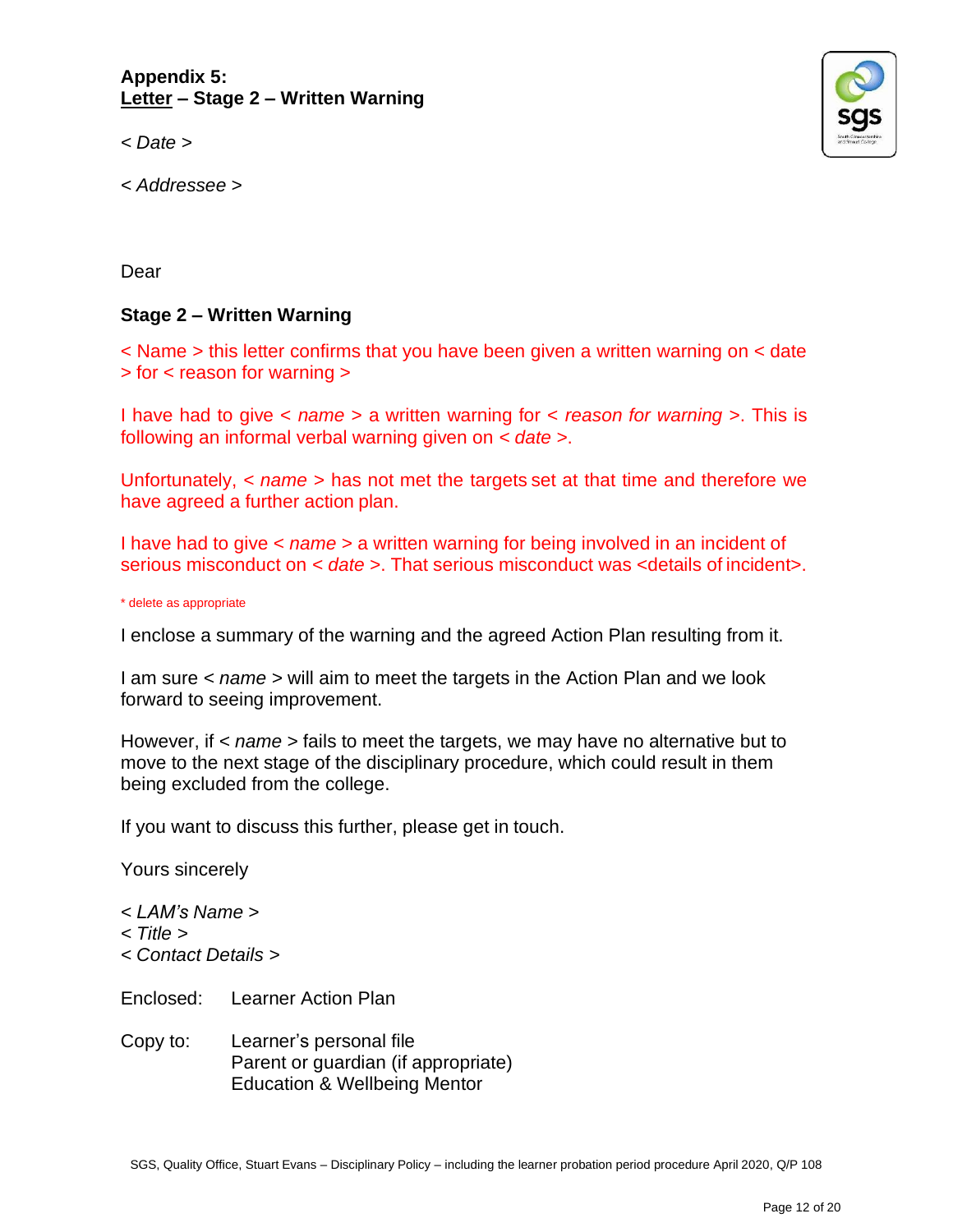**Appendix 5:**
**Letter – Stage 2 – Written Warning**

< *Date* >

< *Addressee* >

Dear

**Stage 2 – Written Warning**

< Name > this letter confirms that you have been given a written warning on < date > for < reason for warning >

I have had to give < *name* > a written warning for < *reason for warning* >. This is following an informal verbal warning given on < *date* >.

Unfortunately, < *name* > has not met the targets set at that time and therefore we have agreed a further action plan.

I have had to give < *name* > a written warning for being involved in an incident of serious misconduct on < *date* >. That serious misconduct was <details of incident>.

* delete as appropriate

I enclose a summary of the warning and the agreed Action Plan resulting from it.

I am sure < *name* > will aim to meet the targets in the Action Plan and we look forward to seeing improvement.

However, if < *name* > fails to meet the targets, we may have no alternative but to move to the next stage of the disciplinary procedure, which could result in them being excluded from the college.

If you want to discuss this further, please get in touch.

Yours sincerely

< *LAM's Name* >
< *Title* >
< *Contact Details* >

Enclosed: Learner Action Plan

Copy to: Learner's personal file
Parent or guardian (if appropriate)
Education & Wellbeing Mentor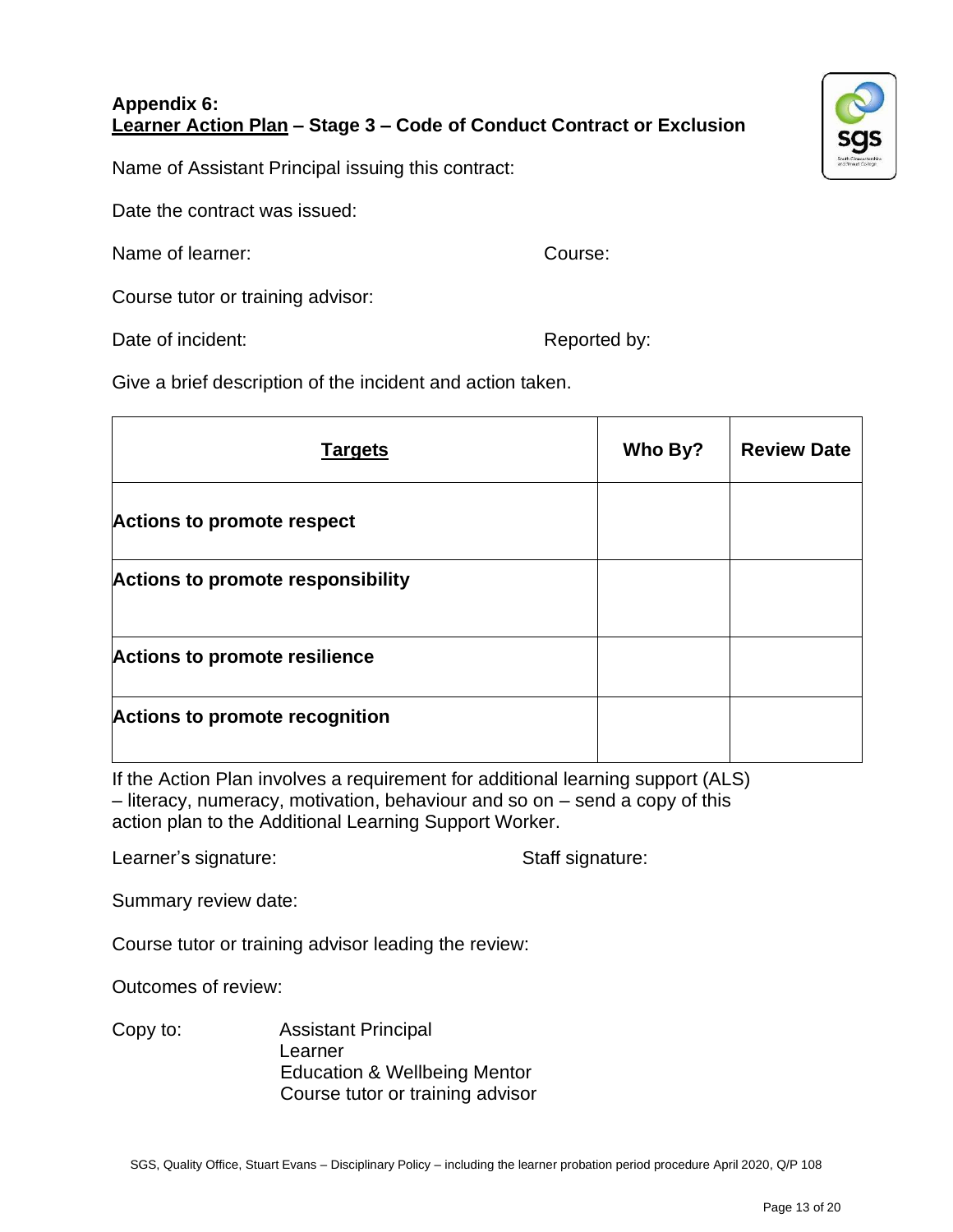**Appendix 6:**
**<u>Learner Action Plan</u> – Stage 3 – Code of Conduct Contract or Exclusion**

Name of Assistant Principal issuing this contract:

Date the contract was issued:

Name of learner: Course:

Course tutor or training advisor:

Date of incident: Reported by:

Give a brief description of the incident and action taken.

| **<u>Targets</u>** | **Who By?** | **Review Date** |
|---|---|---|
| **Actions to promote respect** | | |
| **Actions to promote responsibility** | | |
| **Actions to promote resilience** | | |
| **Actions to promote recognition** | | |

If the Action Plan involves a requirement for additional learning support (ALS) – literacy, numeracy, motivation, behaviour and so on – send a copy of this action plan to the Additional Learning Support Worker.

Learner's signature: Staff signature:

Summary review date:

Course tutor or training advisor leading the review:

Outcomes of review:

Copy to: Assistant Principal
Learner
Education & Wellbeing Mentor
Course tutor or training advisor

SGS, Quality Office, Stuart Evans – Disciplinary Policy – including the learner probation period procedure April 2020, Q/P 108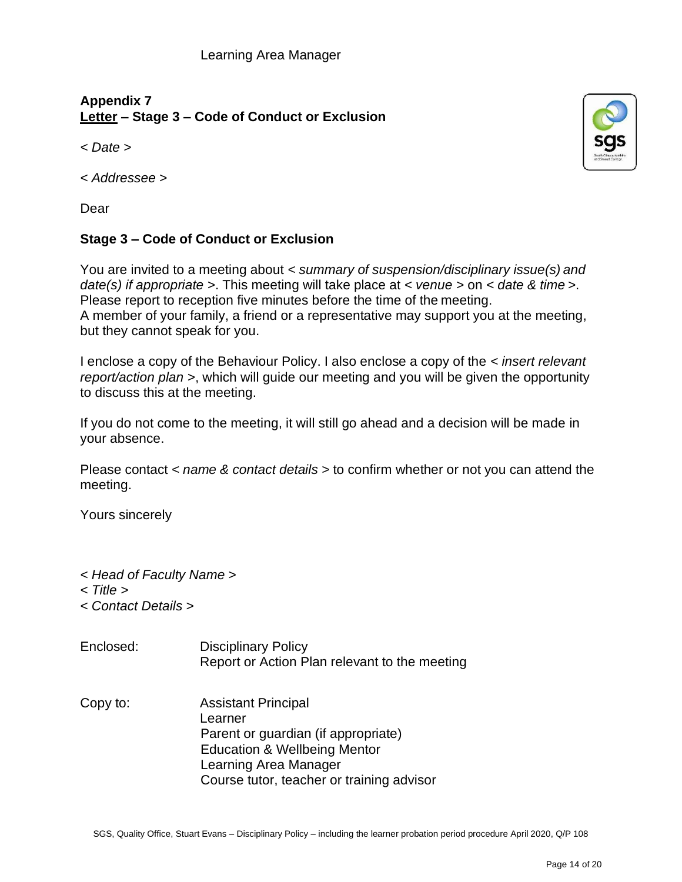Learning Area Manager

**Appendix 7**
**Letter – Stage 3 – Code of Conduct or Exclusion**

< *Date* >

< *Addressee* >

Dear

**Stage 3 – Code of Conduct or Exclusion**

You are invited to a meeting about < *summary of suspension/disciplinary issue(s) and date(s) if appropriate* >. This meeting will take place at < *venue* > on < *date & time* >. Please report to reception five minutes before the time of the meeting.
A member of your family, a friend or a representative may support you at the meeting, but they cannot speak for you.

I enclose a copy of the Behaviour Policy. I also enclose a copy of the < *insert relevant report/action plan* >, which will guide our meeting and you will be given the opportunity to discuss this at the meeting.

If you do not come to the meeting, it will still go ahead and a decision will be made in your absence.

Please contact < *name & contact details* > to confirm whether or not you can attend the meeting.

Yours sincerely

< *Head of Faculty Name* >
< *Title* >
< *Contact Details* >

Enclosed:
- Disciplinary Policy
- Report or Action Plan relevant to the meeting

Copy to:
- Assistant Principal
- Learner
- Parent or guardian (if appropriate)
- Education & Wellbeing Mentor
- Learning Area Manager
- Course tutor, teacher or training advisor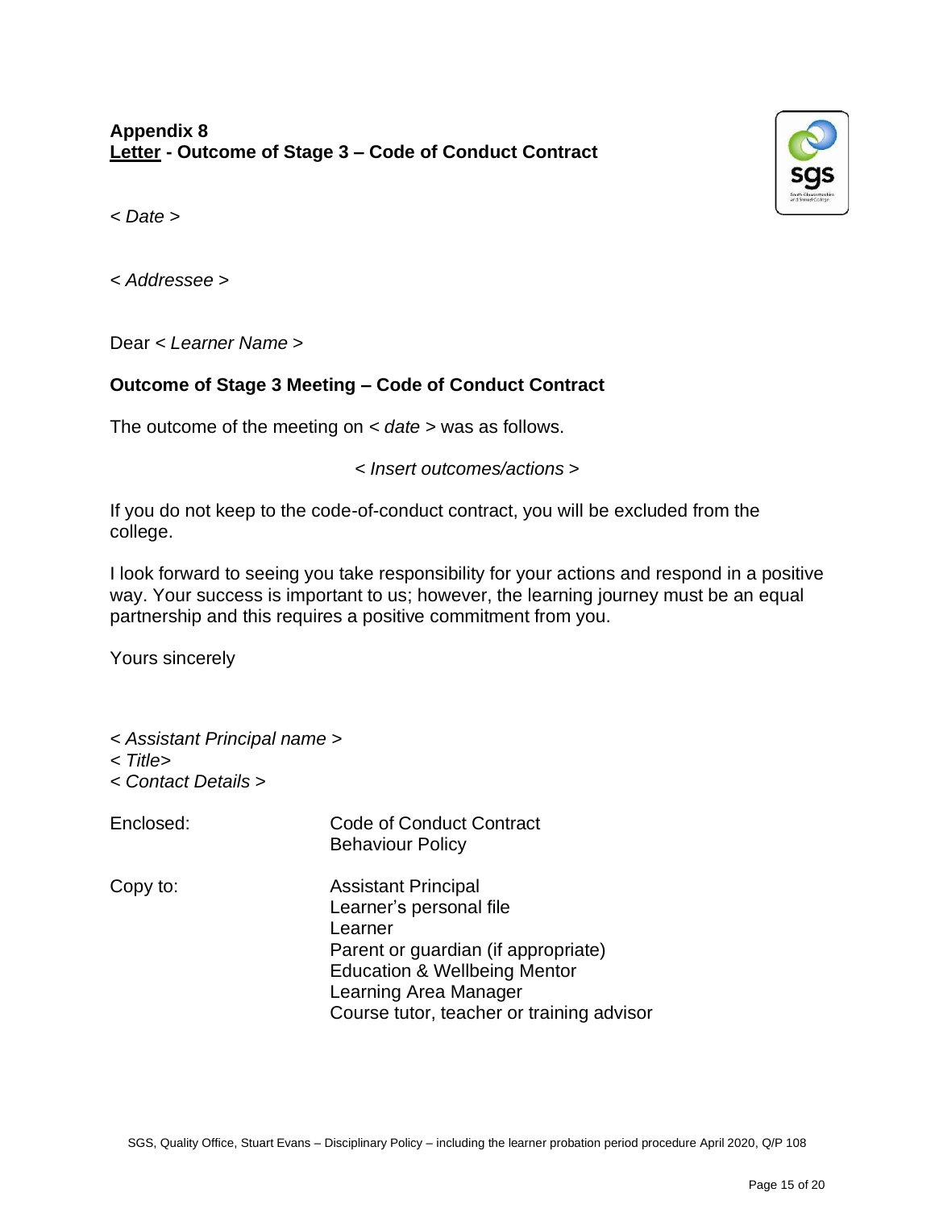## Appendix 8
## Letter - Outcome of Stage 3 – Code of Conduct Contract

*< Date >*

*< Addressee >*

Dear < *Learner Name* >

**Outcome of Stage 3 Meeting – Code of Conduct Contract**

The outcome of the meeting on < *date* > was as follows.

*< Insert outcomes/actions >*

If you do not keep to the code-of-conduct contract, you will be excluded from the college.

I look forward to seeing you take responsibility for your actions and respond in a positive way. Your success is important to us; however, the learning journey must be an equal partnership and this requires a positive commitment from you.

Yours sincerely

*< Assistant Principal name >*
*< Title>*
*< Contact Details >*

Enclosed: Code of Conduct Contract
Behaviour Policy

Copy to: Assistant Principal
Learner's personal file
Learner
Parent or guardian (if appropriate)
Education & Wellbeing Mentor
Learning Area Manager
Course tutor, teacher or training advisor

SGS, Quality Office, Stuart Evans – Disciplinary Policy – including the learner probation period procedure April 2020, Q/P 108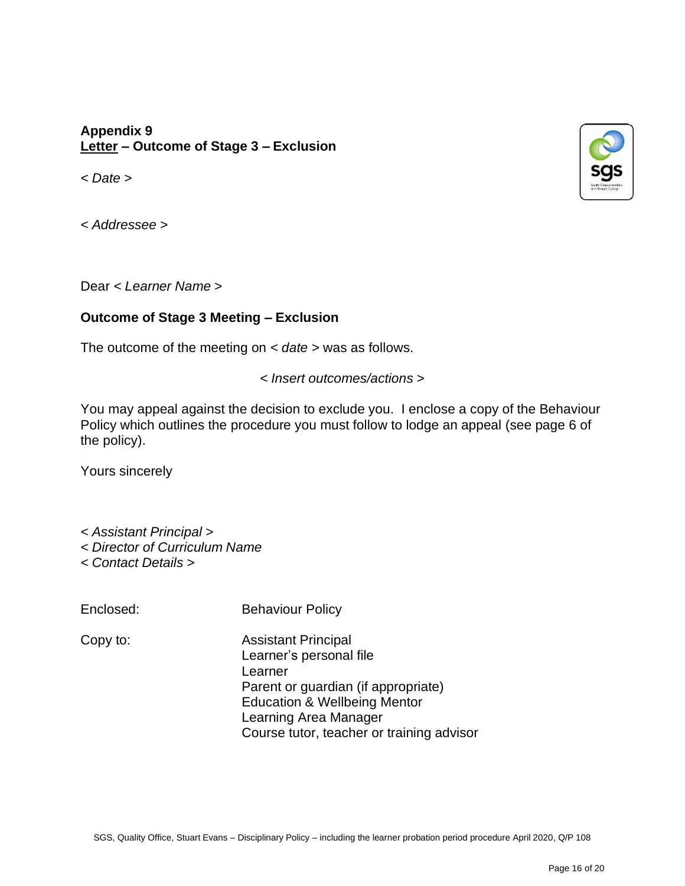**Appendix 9**
**<u>Letter</u> – Outcome of Stage 3 – Exclusion**

*< Date >*

*< Addressee >*

Dear *< Learner Name >*

**Outcome of Stage 3 Meeting – Exclusion**

The outcome of the meeting on *< date >* was as follows.

*< Insert outcomes/actions >*

You may appeal against the decision to exclude you. I enclose a copy of the Behaviour Policy which outlines the procedure you must follow to lodge an appeal (see page 6 of the policy).

Yours sincerely

*< Assistant Principal >*
*< Director of Curriculum Name*
*< Contact Details >*

Enclosed: Behaviour Policy

Copy to:
- Assistant Principal
- Learner's personal file
- Learner
- Parent or guardian (if appropriate)
- Education & Wellbeing Mentor
- Learning Area Manager
- Course tutor, teacher or training advisor

SGS, Quality Office, Stuart Evans – Disciplinary Policy – including the learner probation period procedure April 2020, Q/P 108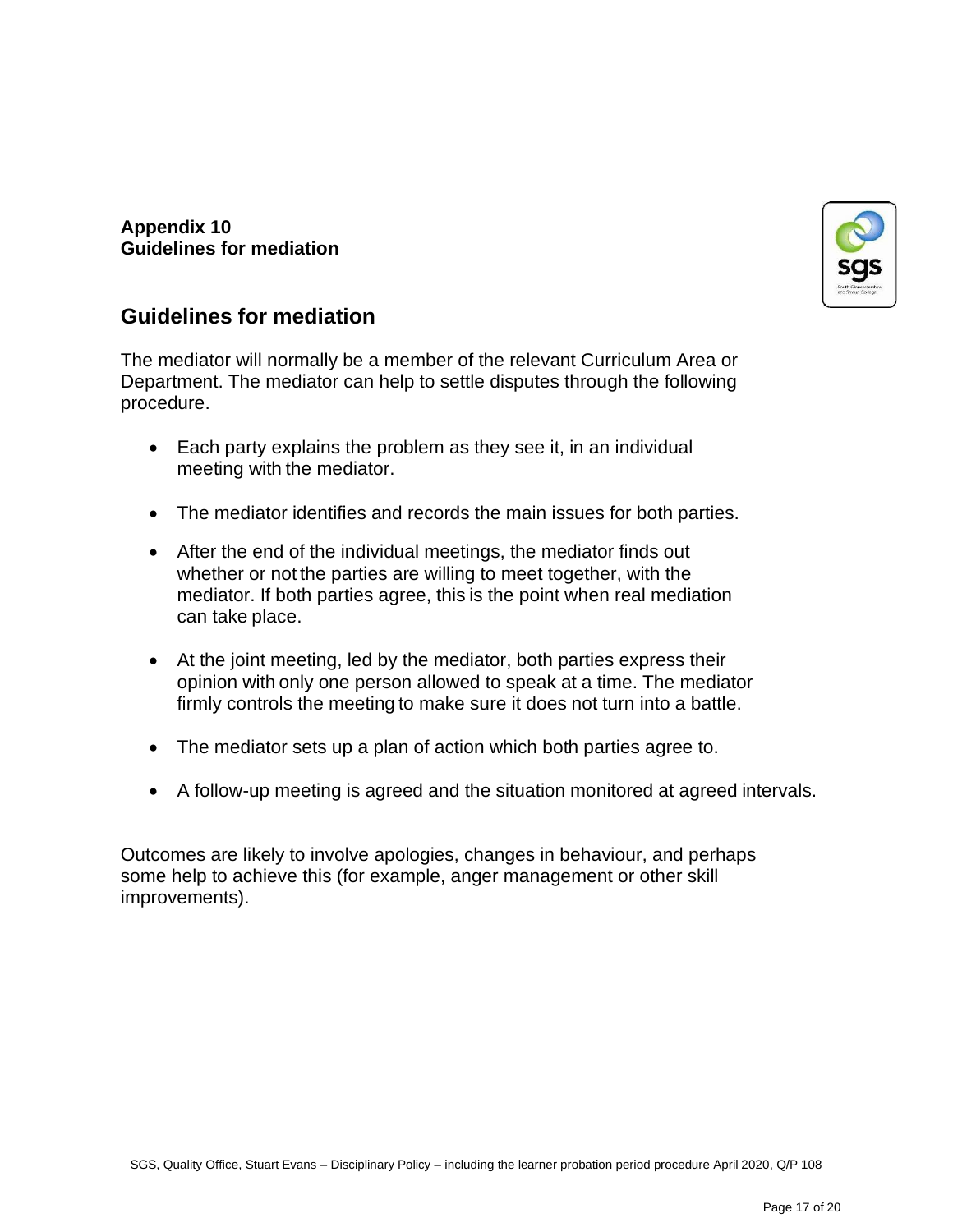**Appendix 10**
**Guidelines for mediation**

## Guidelines for mediation

The mediator will normally be a member of the relevant Curriculum Area or Department. The mediator can help to settle disputes through the following procedure.

- Each party explains the problem as they see it, in an individual meeting with the mediator.
- The mediator identifies and records the main issues for both parties.
- After the end of the individual meetings, the mediator finds out whether or not the parties are willing to meet together, with the mediator. If both parties agree, this is the point when real mediation can take place.
- At the joint meeting, led by the mediator, both parties express their opinion with only one person allowed to speak at a time. The mediator firmly controls the meeting to make sure it does not turn into a battle.
- The mediator sets up a plan of action which both parties agree to.
- A follow-up meeting is agreed and the situation monitored at agreed intervals.

Outcomes are likely to involve apologies, changes in behaviour, and perhaps some help to achieve this (for example, anger management or other skill improvements).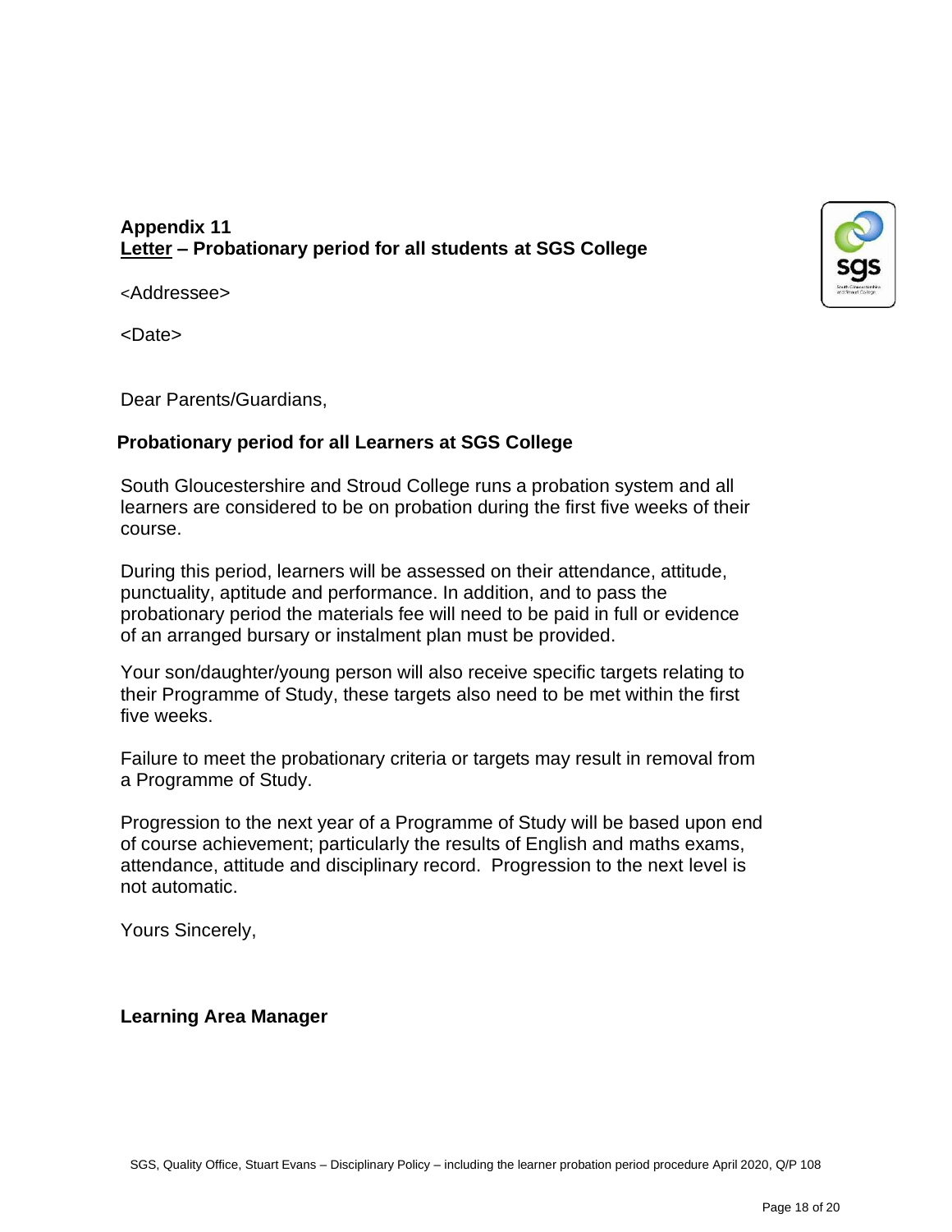## Appendix 11
## <u>Letter</u> – Probationary period for all students at SGS College

<Addressee>

<Date>

Dear Parents/Guardians,

**Probationary period for all Learners at SGS College**

South Gloucestershire and Stroud College runs a probation system and all learners are considered to be on probation during the first five weeks of their course.

During this period, learners will be assessed on their attendance, attitude, punctuality, aptitude and performance. In addition, and to pass the probationary period the materials fee will need to be paid in full or evidence of an arranged bursary or instalment plan must be provided.

Your son/daughter/young person will also receive specific targets relating to their Programme of Study, these targets also need to be met within the first five weeks.

Failure to meet the probationary criteria or targets may result in removal from a Programme of Study.

Progression to the next year of a Programme of Study will be based upon end of course achievement; particularly the results of English and maths exams, attendance, attitude and disciplinary record. Progression to the next level is not automatic.

Yours Sincerely,

**Learning Area Manager**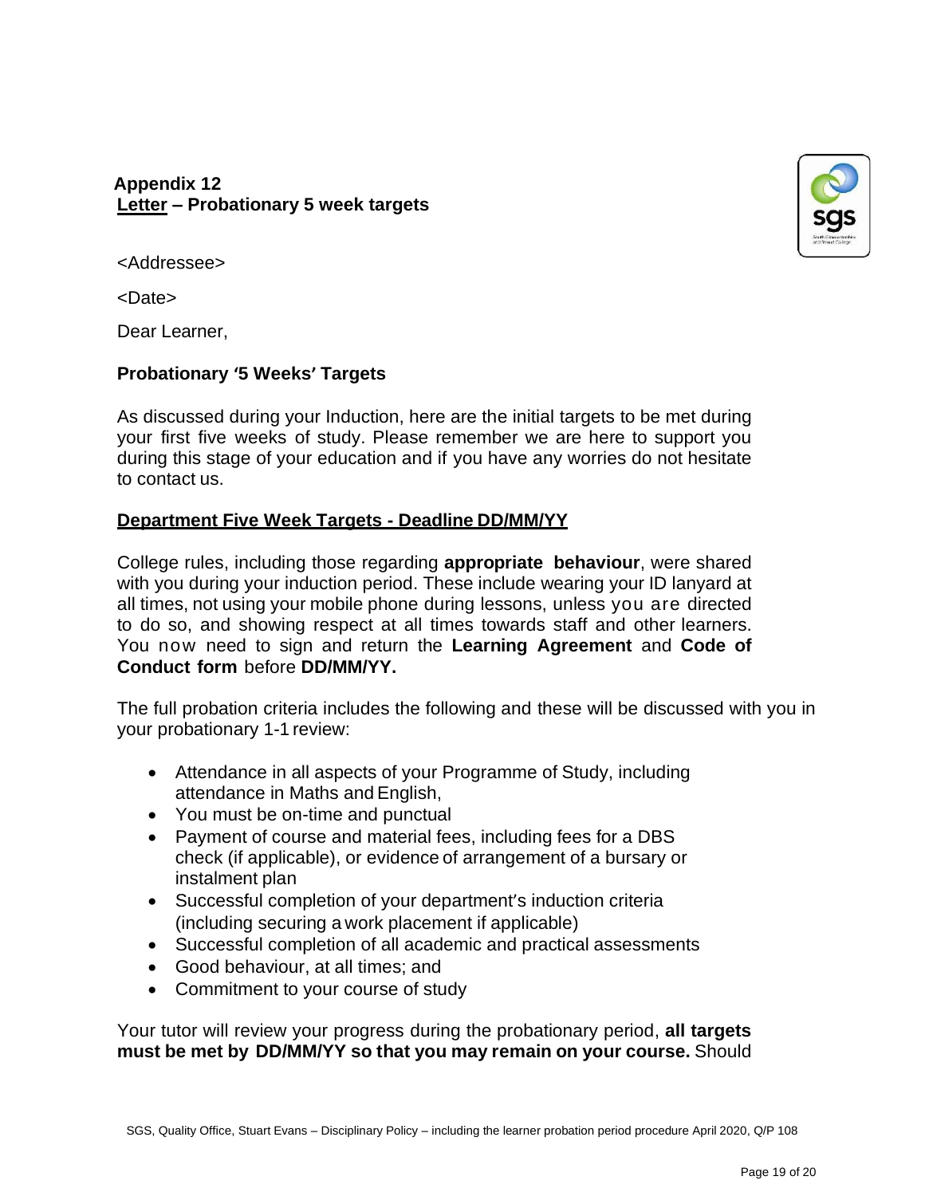**Appendix 12**
**<u>Letter</u> – Probationary 5 week targets**

<Addressee>

<Date>

Dear Learner,

**Probationary '5 Weeks' Targets**

As discussed during your Induction, here are the initial targets to be met during your first five weeks of study. Please remember we are here to support you during this stage of your education and if you have any worries do not hesitate to contact us.

**<u>Department Five Week Targets - Deadline DD/MM/YY</u>**

College rules, including those regarding **appropriate behaviour**, were shared with you during your induction period. These include wearing your ID lanyard at all times, not using your mobile phone during lessons, unless you are directed to do so, and showing respect at all times towards staff and other learners. You now need to sign and return the **Learning Agreement** and **Code of Conduct form** before **DD/MM/YY.**

The full probation criteria includes the following and these will be discussed with you in your probationary 1-1 review:

- Attendance in all aspects of your Programme of Study, including attendance in Maths and English,
- You must be on-time and punctual
- Payment of course and material fees, including fees for a DBS check (if applicable), or evidence of arrangement of a bursary or instalment plan
- Successful completion of your department's induction criteria (including securing a work placement if applicable)
- Successful completion of all academic and practical assessments
- Good behaviour, at all times; and
- Commitment to your course of study

Your tutor will review your progress during the probationary period, **all targets must be met by DD/MM/YY so that you may remain on your course.** Should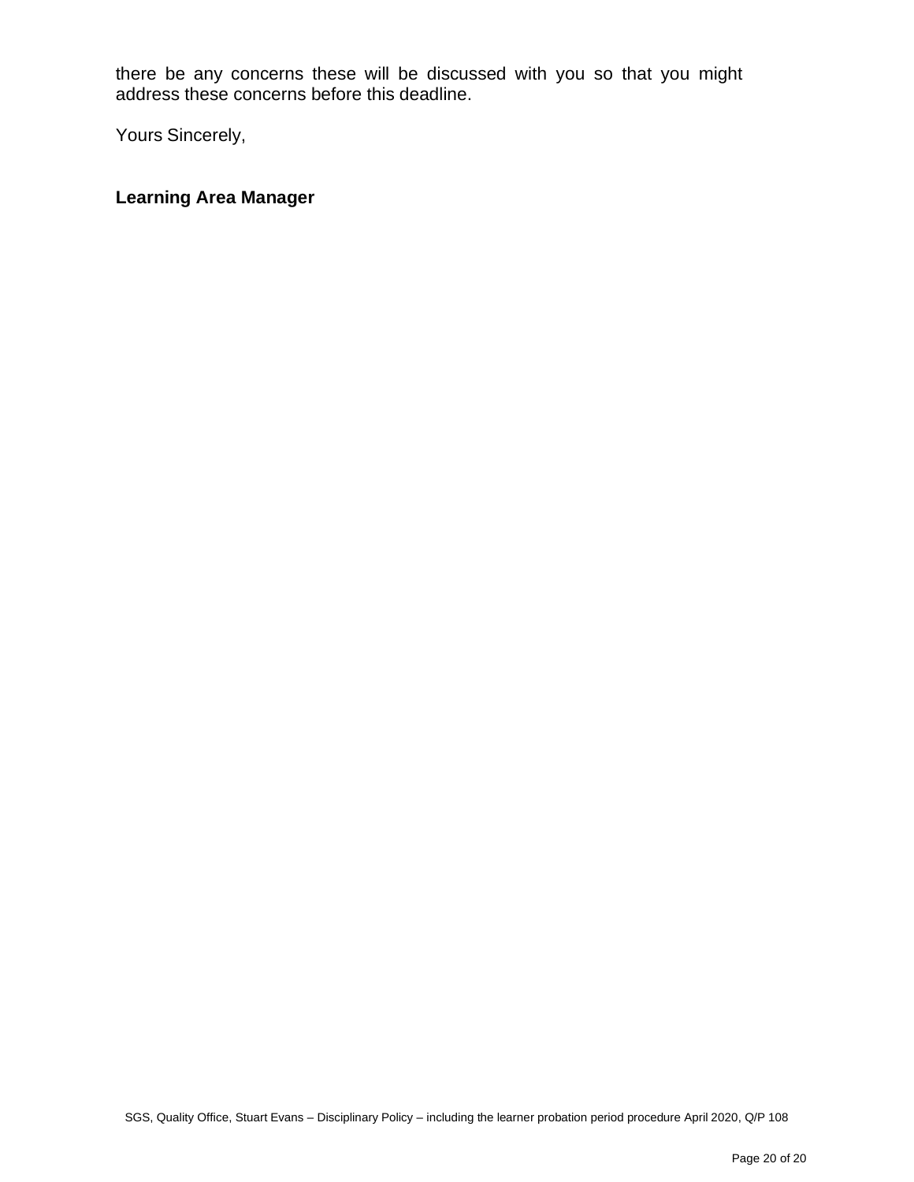there be any concerns these will be discussed with you so that you might address these concerns before this deadline.

Yours Sincerely,

**Learning Area Manager**